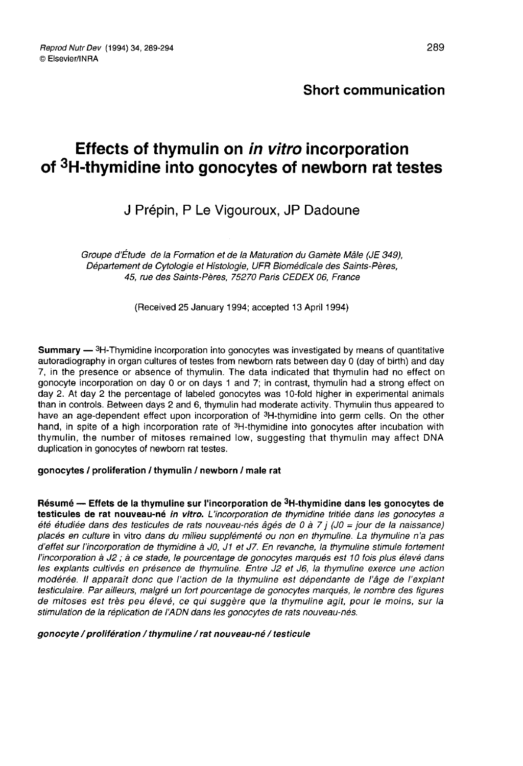**Short communication**

# Effects of thymulin on *in vitro* incorporation of $^{3}$H-thymidine into gonocytes of newborn rat testes

J Prépin, P Le Vigouroux, JP Dadoune

*Groupe d'Étude de la Formation et de la Maturation du Gamète Mâle (JE 349), Département de Cytologie et Histologie, UFR Biomédicale des Saints-Pères, 45, rue des Saints-Pères, 75270 Paris CEDEX 06, France*

(Received 25 January 1994; accepted 13 April 1994)

**Summary** — $^{3}$H-Thymidine incorporation into gonocytes was investigated by means of quantitative autoradiography in organ cultures of testes from newborn rats between day 0 (day of birth) and day 7, in the presence or absence of thymulin. The data indicated that thymulin had no effect on gonocyte incorporation on day 0 or on days 1 and 7; in contrast, thymulin had a strong effect on day 2. At day 2 the percentage of labeled gonocytes was 10-fold higher in experimental animals than in controls. Between days 2 and 6, thymulin had moderate activity. Thymulin thus appeared to have an age-dependent effect upon incorporation of $^{3}$H-thymidine into germ cells. On the other hand, in spite of a high incorporation rate of $^{3}$H-thymidine into gonocytes after incubation with thymulin, the number of mitoses remained low, suggesting that thymulin may affect DNA duplication in gonocytes of newborn rat testes.

**gonocytes / proliferation / thymulin / newborn / male rat**

**Résumé** — **Effets de la thymuline sur l'incorporation de $^{3}$H-thymidine dans les gonocytes de testicules de rat nouveau-né *in vitro*.** *L'incorporation de thymidine tritiée dans les gonocytes a été étudiée dans des testicules de rats nouveau-nés âgés de 0 à 7 j (J0 = jour de la naissance) placés en culture* in vitro *dans du milieu supplémenté ou non en thymuline. La thymuline n'a pas d'effet sur l'incorporation de thymidine à J0, J1 et J7. En revanche, la thymuline stimule fortement l'incorporation à J2 ; à ce stade, le pourcentage de gonocytes marqués est 10 fois plus élevé dans les explants cultivés en présence de thymuline. Entre J2 et J6, la thymuline exerce une action modérée. Il apparaît donc que l'action de la thymuline est dépendante de l'âge de l'explant testiculaire. Par ailleurs, malgré un fort pourcentage de gonocytes marqués, le nombre des figures de mitoses est très peu élevé, ce qui suggère que la thymuline agit, pour le moins, sur la stimulation de la réplication de l'ADN dans les gonocytes de rats nouveau-nés.*

***gonocyte / prolifération / thymuline / rat nouveau-né / testicule***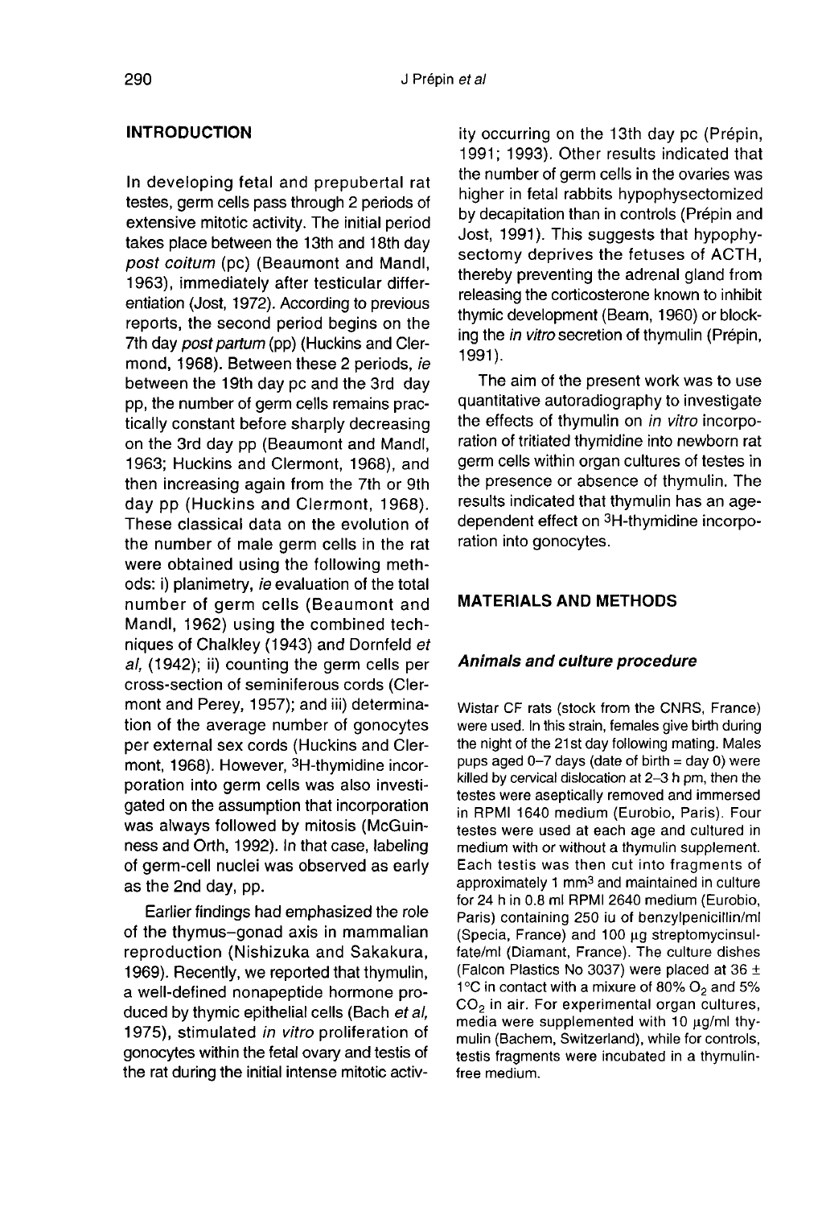## INTRODUCTION

In developing fetal and prepubertal rat testes, germ cells pass through 2 periods of extensive mitotic activity. The initial period takes place between the 13th and 18th day *post coitum* (pc) (Beaumont and Mandl, 1963), immediately after testicular differentiation (Jost, 1972). According to previous reports, the second period begins on the 7th day *post partum* (pp) (Huckins and Clermond, 1968). Between these 2 periods, *ie* between the 19th day pc and the 3rd day pp, the number of germ cells remains practically constant before sharply decreasing on the 3rd day pp (Beaumont and Mandl, 1963; Huckins and Clermont, 1968), and then increasing again from the 7th or 9th day pp (Huckins and Clermont, 1968). These classical data on the evolution of the number of male germ cells in the rat were obtained using the following methods: i) planimetry, *ie* evaluation of the total number of germ cells (Beaumont and Mandl, 1962) using the combined techniques of Chalkley (1943) and Dornfeld *et al*, (1942); ii) counting the germ cells per cross-section of seminiferous cords (Clermont and Perey, 1957); and iii) determination of the average number of gonocytes per external sex cords (Huckins and Clermont, 1968). However, $^3$H-thymidine incorporation into germ cells was also investigated on the assumption that incorporation was always followed by mitosis (McGuinness and Orth, 1992). In that case, labeling of germ-cell nuclei was observed as early as the 2nd day, pp.

Earlier findings had emphasized the role of the thymus–gonad axis in mammalian reproduction (Nishizuka and Sakakura, 1969). Recently, we reported that thymulin, a well-defined nonapeptide hormone produced by thymic epithelial cells (Bach *et al*, 1975), stimulated *in vitro* proliferation of gonocytes within the fetal ovary and testis of the rat during the initial intense mitotic activity occurring on the 13th day pc (Prépin, 1991; 1993). Other results indicated that the number of germ cells in the ovaries was higher in fetal rabbits hypophysectomized by decapitation than in controls (Prépin and Jost, 1991). This suggests that hypophysectomy deprives the fetuses of ACTH, thereby preventing the adrenal gland from releasing the corticosterone known to inhibit thymic development (Beam, 1960) or blocking the *in vitro* secretion of thymulin (Prépin, 1991).

The aim of the present work was to use quantitative autoradiography to investigate the effects of thymulin on *in vitro* incorporation of tritiated thymidine into newborn rat germ cells within organ cultures of testes in the presence or absence of thymulin. The results indicated that thymulin has an age-dependent effect on $^3$H-thymidine incorporation into gonocytes.

## MATERIALS AND METHODS

### *Animals and culture procedure*

Wistar CF rats (stock from the CNRS, France) were used. In this strain, females give birth during the night of the 21st day following mating. Males pups aged 0–7 days (date of birth = day 0) were killed by cervical dislocation at 2–3 h pm, then the testes were aseptically removed and immersed in RPMI 1640 medium (Eurobio, Paris). Four testes were used at each age and cultured in medium with or without a thymulin supplement. Each testis was then cut into fragments of approximately 1 mm$^3$ and maintained in culture for 24 h in 0.8 ml RPMI 2640 medium (Eurobio, Paris) containing 250 iu of benzylpenicillin/ml (Specia, France) and 100 µg streptomycinsulfate/ml (Diamant, France). The culture dishes (Falcon Plastics No 3037) were placed at 36 ± 1°C in contact with a mixure of 80% $O_2$ and 5% $CO_2$ in air. For experimental organ cultures, media were supplemented with 10 µg/ml thymulin (Bachem, Switzerland), while for controls, testis fragments were incubated in a thymulin-free medium.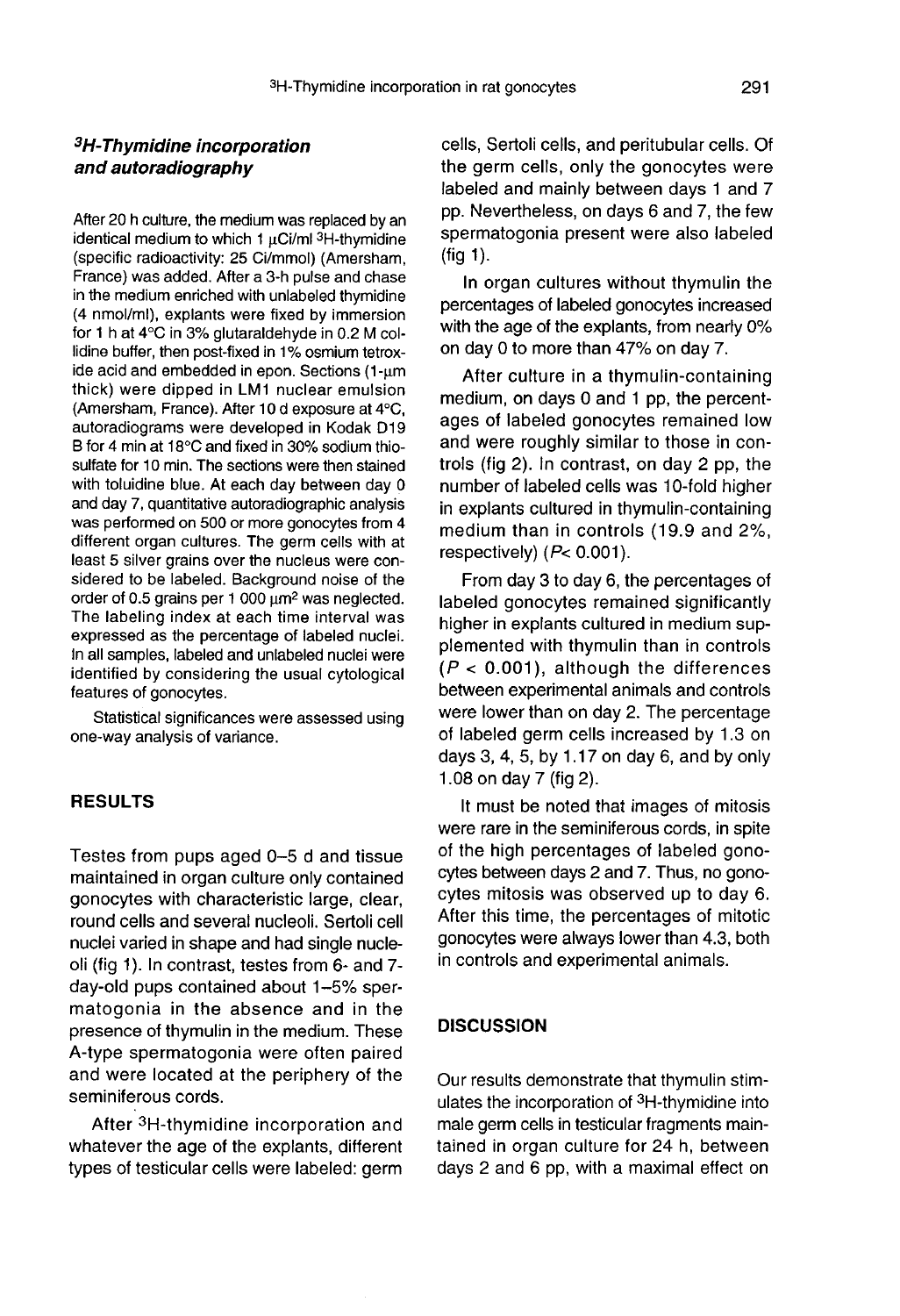### $^3H$-Thymidine incorporation and autoradiography

After 20 h culture, the medium was replaced by an identical medium to which 1 μCi/ml $^3H$-thymidine (specific radioactivity: 25 Ci/mmol) (Amersham, France) was added. After a 3-h pulse and chase in the medium enriched with unlabeled thymidine (4 nmol/ml), explants were fixed by immersion for 1 h at 4°C in 3% glutaraldehyde in 0.2 M collidine buffer, then post-fixed in 1% osmium tetroxide acid and embedded in epon. Sections (1-μm thick) were dipped in LM1 nuclear emulsion (Amersham, France). After 10 d exposure at 4°C, autoradiograms were developed in Kodak D19 B for 4 min at 18°C and fixed in 30% sodium thiosulfate for 10 min. The sections were then stained with toluidine blue. At each day between day 0 and day 7, quantitative autoradiographic analysis was performed on 500 or more gonocytes from 4 different organ cultures. The germ cells with at least 5 silver grains over the nucleus were considered to be labeled. Background noise of the order of 0.5 grains per 1 000 μm² was neglected. The labeling index at each time interval was expressed as the percentage of labeled nuclei. In all samples, labeled and unlabeled nuclei were identified by considering the usual cytological features of gonocytes.

Statistical significances were assessed using one-way analysis of variance.

## RESULTS

Testes from pups aged 0–5 d and tissue maintained in organ culture only contained gonocytes with characteristic large, clear, round cells and several nucleoli. Sertoli cell nuclei varied in shape and had single nucleoli (fig 1). In contrast, testes from 6- and 7-day-old pups contained about 1–5% spermatogonia in the absence and in the presence of thymulin in the medium. These A-type spermatogonia were often paired and were located at the periphery of the seminiferous cords.

After $^3H$-thymidine incorporation and whatever the age of the explants, different types of testicular cells were labeled: germ cells, Sertoli cells, and peritubular cells. Of the germ cells, only the gonocytes were labeled and mainly between days 1 and 7 pp. Nevertheless, on days 6 and 7, the few spermatogonia present were also labeled (fig 1).

In organ cultures without thymulin the percentages of labeled gonocytes increased with the age of the explants, from nearly 0% on day 0 to more than 47% on day 7.

After culture in a thymulin-containing medium, on days 0 and 1 pp, the percentages of labeled gonocytes remained low and were roughly similar to those in controls (fig 2). In contrast, on day 2 pp, the number of labeled cells was 10-fold higher in explants cultured in thymulin-containing medium than in controls (19.9 and 2%, respectively) ($P < 0.001$).

From day 3 to day 6, the percentages of labeled gonocytes remained significantly higher in explants cultured in medium supplemented with thymulin than in controls ($P < 0.001$), although the differences between experimental animals and controls were lower than on day 2. The percentage of labeled germ cells increased by 1.3 on days 3, 4, 5, by 1.17 on day 6, and by only 1.08 on day 7 (fig 2).

It must be noted that images of mitosis were rare in the seminiferous cords, in spite of the high percentages of labeled gonocytes between days 2 and 7. Thus, no gonocytes mitosis was observed up to day 6. After this time, the percentages of mitotic gonocytes were always lower than 4.3, both in controls and experimental animals.

## DISCUSSION

Our results demonstrate that thymulin stimulates the incorporation of $^3H$-thymidine into male germ cells in testicular fragments maintained in organ culture for 24 h, between days 2 and 6 pp, with a maximal effect on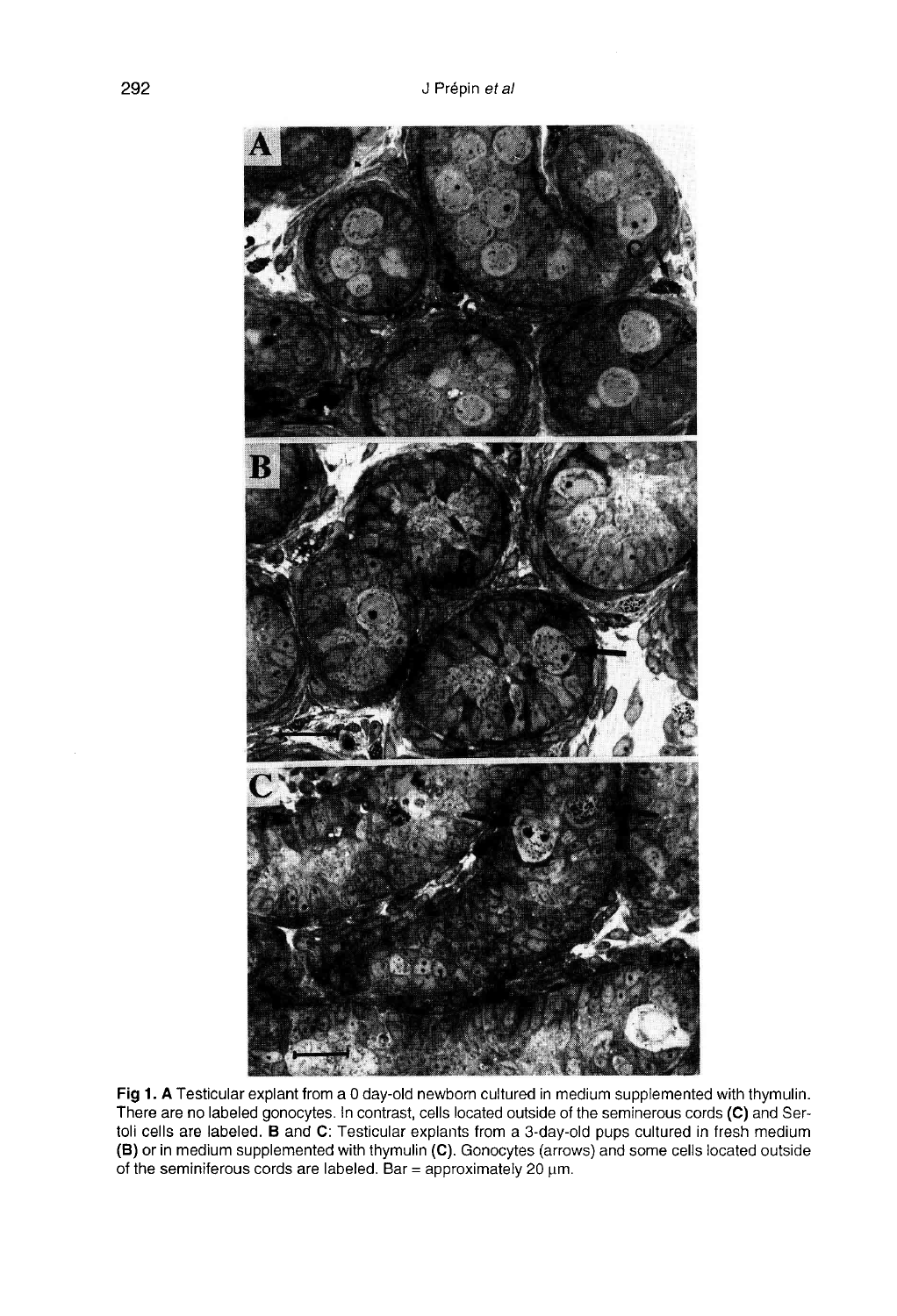**Fig 1. A** Testicular explant from a 0 day-old newborn cultured in medium supplemented with thymulin. There are no labeled gonocytes. In contrast, cells located outside of the seminerous cords **(C)** and Sertoli cells are labeled. **B** and **C**: Testicular explants from a 3-day-old pups cultured in fresh medium **(B)** or in medium supplemented with thymulin **(C)**. Gonocytes (arrows) and some cells located outside of the seminiferous cords are labeled. Bar = approximately 20 μm.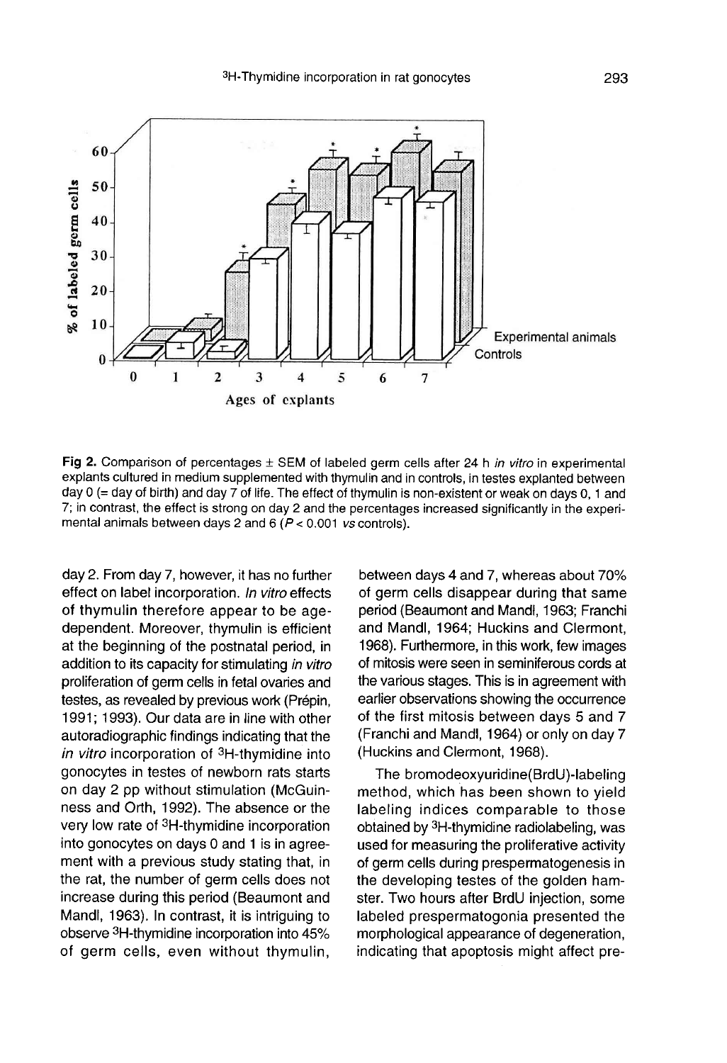**Fig 2.** Comparison of percentages ± SEM of labeled germ cells after 24 h *in vitro* in experimental explants cultured in medium supplemented with thymulin and in controls, in testes explanted between day 0 (= day of birth) and day 7 of life. The effect of thymulin is non-existent or weak on days 0, 1 and 7; in contrast, the effect is strong on day 2 and the percentages increased significantly in the experimental animals between days 2 and 6 ($P < 0.001$ *vs* controls).

day 2. From day 7, however, it has no further effect on label incorporation. *In vitro* effects of thymulin therefore appear to be age-dependent. Moreover, thymulin is efficient at the beginning of the postnatal period, in addition to its capacity for stimulating *in vitro* proliferation of germ cells in fetal ovaries and testes, as revealed by previous work (Prépin, 1991; 1993). Our data are in line with other autoradiographic findings indicating that the *in vitro* incorporation of $^{3}$H-thymidine into gonocytes in testes of newborn rats starts on day 2 pp without stimulation (McGuinness and Orth, 1992). The absence or the very low rate of $^{3}$H-thymidine incorporation into gonocytes on days 0 and 1 is in agreement with a previous study stating that, in the rat, the number of germ cells does not increase during this period (Beaumont and Mandl, 1963). In contrast, it is intriguing to observe $^{3}$H-thymidine incorporation into 45% of germ cells, even without thymulin, between days 4 and 7, whereas about 70% of germ cells disappear during that same period (Beaumont and Mandl, 1963; Franchi and Mandl, 1964; Huckins and Clermont, 1968). Furthermore, in this work, few images of mitosis were seen in seminiferous cords at the various stages. This is in agreement with earlier observations showing the occurrence of the first mitosis between days 5 and 7 (Franchi and Mandl, 1964) or only on day 7 (Huckins and Clermont, 1968).

The bromodeoxyuridine(BrdU)-labeling method, which has been shown to yield labeling indices comparable to those obtained by $^{3}$H-thymidine radiolabeling, was used for measuring the proliferative activity of germ cells during prespermatogenesis in the developing testes of the golden hamster. Two hours after BrdU injection, some labeled prespermatogonia presented the morphological appearance of degeneration, indicating that apoptosis might affect pre-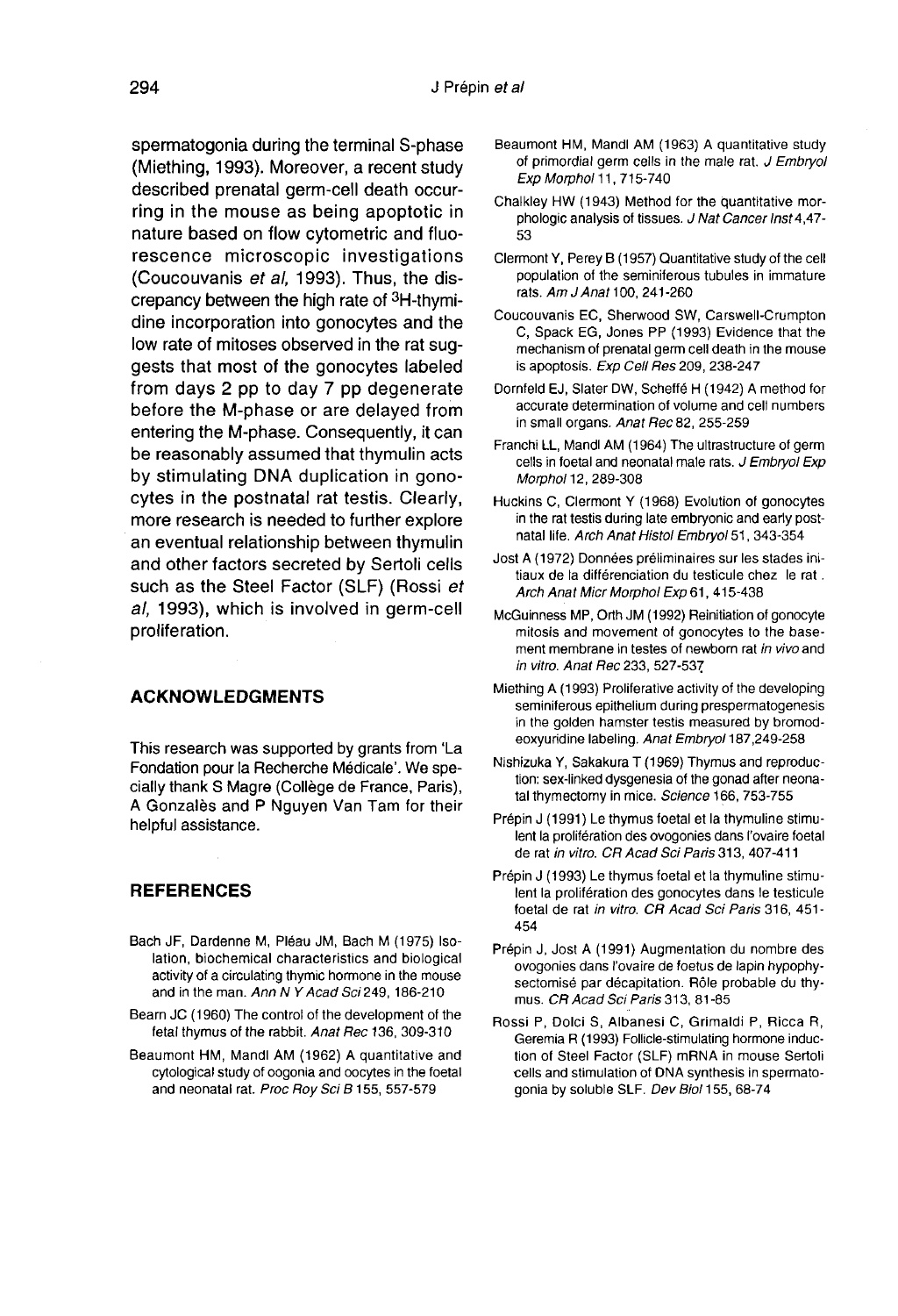spermatogonia during the terminal S-phase (Miething, 1993). Moreover, a recent study described prenatal germ-cell death occurring in the mouse as being apoptotic in nature based on flow cytometric and fluorescence microscopic investigations (Coucouvanis *et al*, 1993). Thus, the discrepancy between the high rate of $^{3}$H-thymidine incorporation into gonocytes and the low rate of mitoses observed in the rat suggests that most of the gonocytes labeled from days 2 pp to day 7 pp degenerate before the M-phase or are delayed from entering the M-phase. Consequently, it can be reasonably assumed that thymulin acts by stimulating DNA duplication in gonocytes in the postnatal rat testis. Clearly, more research is needed to further explore an eventual relationship between thymulin and other factors secreted by Sertoli cells such as the Steel Factor (SLF) (Rossi *et al*, 1993), which is involved in germ-cell proliferation.

## ACKNOWLEDGMENTS

This research was supported by grants from 'La Fondation pour la Recherche Médicale'. We specially thank S Magre (Collège de France, Paris), A Gonzalès and P Nguyen Van Tam for their helpful assistance.

## REFERENCES

Bach JF, Dardenne M, Pléau JM, Bach M (1975) Isolation, biochemical characteristics and biological activity of a circulating thymic hormone in the mouse and in the man. *Ann N Y Acad Sci* 249, 186-210

Bearn JC (1960) The control of the development of the fetal thymus of the rabbit. *Anat Rec* 136, 309-310

Beaumont HM, Mandl AM (1962) A quantitative and cytological study of oogonia and oocytes in the foetal and neonatal rat. *Proc Roy Sci B* 155, 557-579

Beaumont HM, Mandl AM (1963) A quantitative study of primordial germ cells in the male rat. *J Embryol Exp Morphol* 11, 715-740

Chalkley HW (1943) Method for the quantitative morphologic analysis of tissues. *J Nat Cancer Inst* 4, 47-53

Clermont Y, Perey B (1957) Quantitative study of the cell population of the seminiferous tubules in immature rats. *Am J Anat* 100, 241-260

Coucouvanis EC, Sherwood SW, Carswell-Crumpton C, Spack EG, Jones PP (1993) Evidence that the mechanism of prenatal germ cell death in the mouse is apoptosis. *Exp Cell Res* 209, 238-247

Dornfeld EJ, Slater DW, Scheffé H (1942) A method for accurate determination of volume and cell numbers in small organs. *Anat Rec* 82, 255-259

Franchi LL, Mandl AM (1964) The ultrastructure of germ cells in foetal and neonatal male rats. *J Embryol Exp Morphol* 12, 289-308

Huckins C, Clermont Y (1968) Evolution of gonocytes in the rat testis during late embryonic and early postnatal life. *Arch Anat Histol Embryol* 51, 343-354

Jost A (1972) Données préliminaires sur les stades initiaux de la différenciation du testicule chez le rat. *Arch Anat Micr Morphol Exp* 61, 415-438

McGuinness MP, Orth JM (1992) Reinitiation of gonocyte mitosis and movement of gonocytes to the basement membrane in testes of newborn rat *in vivo* and *in vitro*. *Anat Rec* 233, 527-537

Miething A (1993) Proliferative activity of the developing seminiferous epithelium during prespermatogenesis in the golden hamster testis measured by bromodeoxyuridine labeling. *Anat Embryol* 187, 249-258

Nishizuka Y, Sakakura T (1969) Thymus and reproduction: sex-linked dysgenesia of the gonad after neonatal thymectomy in mice. *Science* 166, 753-755

Prépin J (1991) Le thymus foetal et la thymuline stimulent la prolifération des ovogonies dans l'ovaire foetal de rat *in vitro*. *CR Acad Sci Paris* 313, 407-411

Prépin J (1993) Le thymus foetal et la thymuline stimulent la prolifération des gonocytes dans le testicule foetal de rat *in vitro*. *CR Acad Sci Paris* 316, 451-454

Prépin J, Jost A (1991) Augmentation du nombre des ovogonies dans l'ovaire de foetus de lapin hypophysectomisé par décapitation. Rôle probable du thymus. *CR Acad Sci Paris* 313, 81-85

Rossi P, Dolci S, Albanesi C, Grimaldi P, Ricca R, Geremia R (1993) Follicle-stimulating hormone induction of Steel Factor (SLF) mRNA in mouse Sertoli cells and stimulation of DNA synthesis in spermatogonia by soluble SLF. *Dev Biol* 155, 68-74